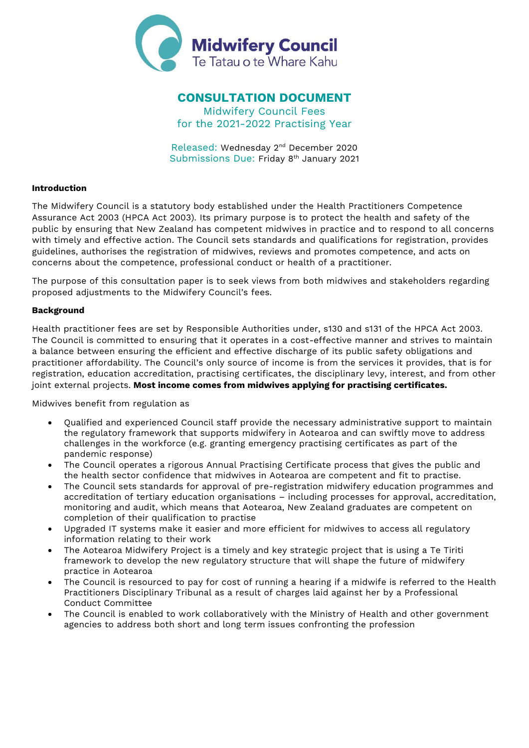Midwifery Council
Te Tatau o te Whare Kahu

# CONSULTATION DOCUMENT

## Midwifery Council Fees for the 2021-2022 Practising Year

Released: Wednesday 2nd December 2020
Submissions Due: Friday 8th January 2021

**Introduction**

The Midwifery Council is a statutory body established under the Health Practitioners Competence Assurance Act 2003 (HPCA Act 2003). Its primary purpose is to protect the health and safety of the public by ensuring that New Zealand has competent midwives in practice and to respond to all concerns with timely and effective action. The Council sets standards and qualifications for registration, provides guidelines, authorises the registration of midwives, reviews and promotes competence, and acts on concerns about the competence, professional conduct or health of a practitioner.

The purpose of this consultation paper is to seek views from both midwives and stakeholders regarding proposed adjustments to the Midwifery Council's fees.

**Background**

Health practitioner fees are set by Responsible Authorities under, s130 and s131 of the HPCA Act 2003. The Council is committed to ensuring that it operates in a cost-effective manner and strives to maintain a balance between ensuring the efficient and effective discharge of its public safety obligations and practitioner affordability. The Council's only source of income is from the services it provides, that is for registration, education accreditation, practising certificates, the disciplinary levy, interest, and from other joint external projects. **Most income comes from midwives applying for practising certificates.**

Midwives benefit from regulation as

- Qualified and experienced Council staff provide the necessary administrative support to maintain the regulatory framework that supports midwifery in Aotearoa and can swiftly move to address challenges in the workforce (e.g. granting emergency practising certificates as part of the pandemic response)
- The Council operates a rigorous Annual Practising Certificate process that gives the public and the health sector confidence that midwives in Aotearoa are competent and fit to practise.
- The Council sets standards for approval of pre-registration midwifery education programmes and accreditation of tertiary education organisations – including processes for approval, accreditation, monitoring and audit, which means that Aotearoa, New Zealand graduates are competent on completion of their qualification to practise
- Upgraded IT systems make it easier and more efficient for midwives to access all regulatory information relating to their work
- The Aotearoa Midwifery Project is a timely and key strategic project that is using a Te Tiriti framework to develop the new regulatory structure that will shape the future of midwifery practice in Aotearoa
- The Council is resourced to pay for cost of running a hearing if a midwife is referred to the Health Practitioners Disciplinary Tribunal as a result of charges laid against her by a Professional Conduct Committee
- The Council is enabled to work collaboratively with the Ministry of Health and other government agencies to address both short and long term issues confronting the profession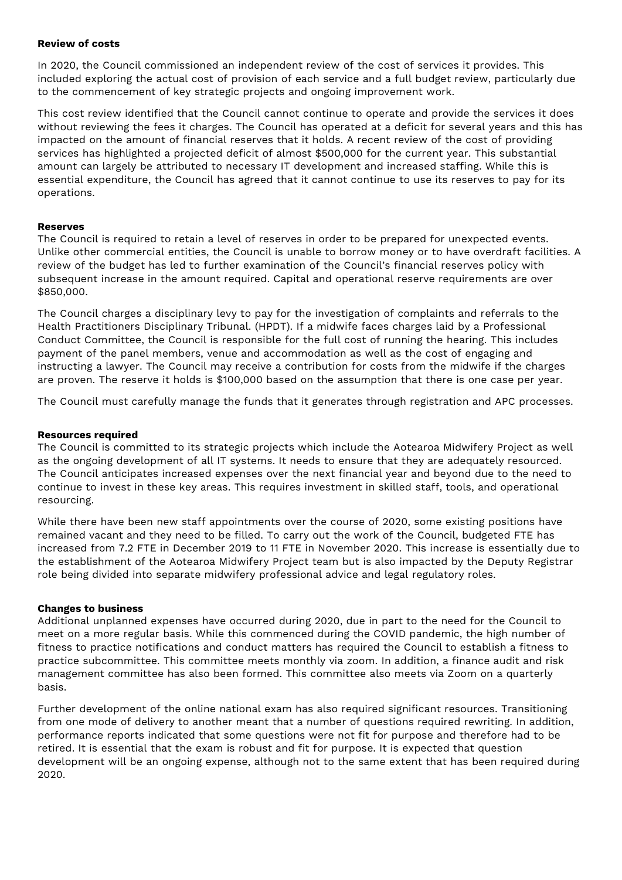**Review of costs**

In 2020, the Council commissioned an independent review of the cost of services it provides. This included exploring the actual cost of provision of each service and a full budget review, particularly due to the commencement of key strategic projects and ongoing improvement work.

This cost review identified that the Council cannot continue to operate and provide the services it does without reviewing the fees it charges. The Council has operated at a deficit for several years and this has impacted on the amount of financial reserves that it holds. A recent review of the cost of providing services has highlighted a projected deficit of almost $500,000 for the current year. This substantial amount can largely be attributed to necessary IT development and increased staffing. While this is essential expenditure, the Council has agreed that it cannot continue to use its reserves to pay for its operations.

**Reserves**

The Council is required to retain a level of reserves in order to be prepared for unexpected events. Unlike other commercial entities, the Council is unable to borrow money or to have overdraft facilities. A review of the budget has led to further examination of the Council's financial reserves policy with subsequent increase in the amount required. Capital and operational reserve requirements are over $850,000.

The Council charges a disciplinary levy to pay for the investigation of complaints and referrals to the Health Practitioners Disciplinary Tribunal. (HPDT). If a midwife faces charges laid by a Professional Conduct Committee, the Council is responsible for the full cost of running the hearing. This includes payment of the panel members, venue and accommodation as well as the cost of engaging and instructing a lawyer. The Council may receive a contribution for costs from the midwife if the charges are proven. The reserve it holds is $100,000 based on the assumption that there is one case per year.

The Council must carefully manage the funds that it generates through registration and APC processes.

**Resources required**

The Council is committed to its strategic projects which include the Aotearoa Midwifery Project as well as the ongoing development of all IT systems. It needs to ensure that they are adequately resourced. The Council anticipates increased expenses over the next financial year and beyond due to the need to continue to invest in these key areas. This requires investment in skilled staff, tools, and operational resourcing.

While there have been new staff appointments over the course of 2020, some existing positions have remained vacant and they need to be filled. To carry out the work of the Council, budgeted FTE has increased from 7.2 FTE in December 2019 to 11 FTE in November 2020. This increase is essentially due to the establishment of the Aotearoa Midwifery Project team but is also impacted by the Deputy Registrar role being divided into separate midwifery professional advice and legal regulatory roles.

**Changes to business**

Additional unplanned expenses have occurred during 2020, due in part to the need for the Council to meet on a more regular basis. While this commenced during the COVID pandemic, the high number of fitness to practice notifications and conduct matters has required the Council to establish a fitness to practice subcommittee. This committee meets monthly via zoom. In addition, a finance audit and risk management committee has also been formed. This committee also meets via Zoom on a quarterly basis.

Further development of the online national exam has also required significant resources. Transitioning from one mode of delivery to another meant that a number of questions required rewriting. In addition, performance reports indicated that some questions were not fit for purpose and therefore had to be retired. It is essential that the exam is robust and fit for purpose. It is expected that question development will be an ongoing expense, although not to the same extent that has been required during 2020.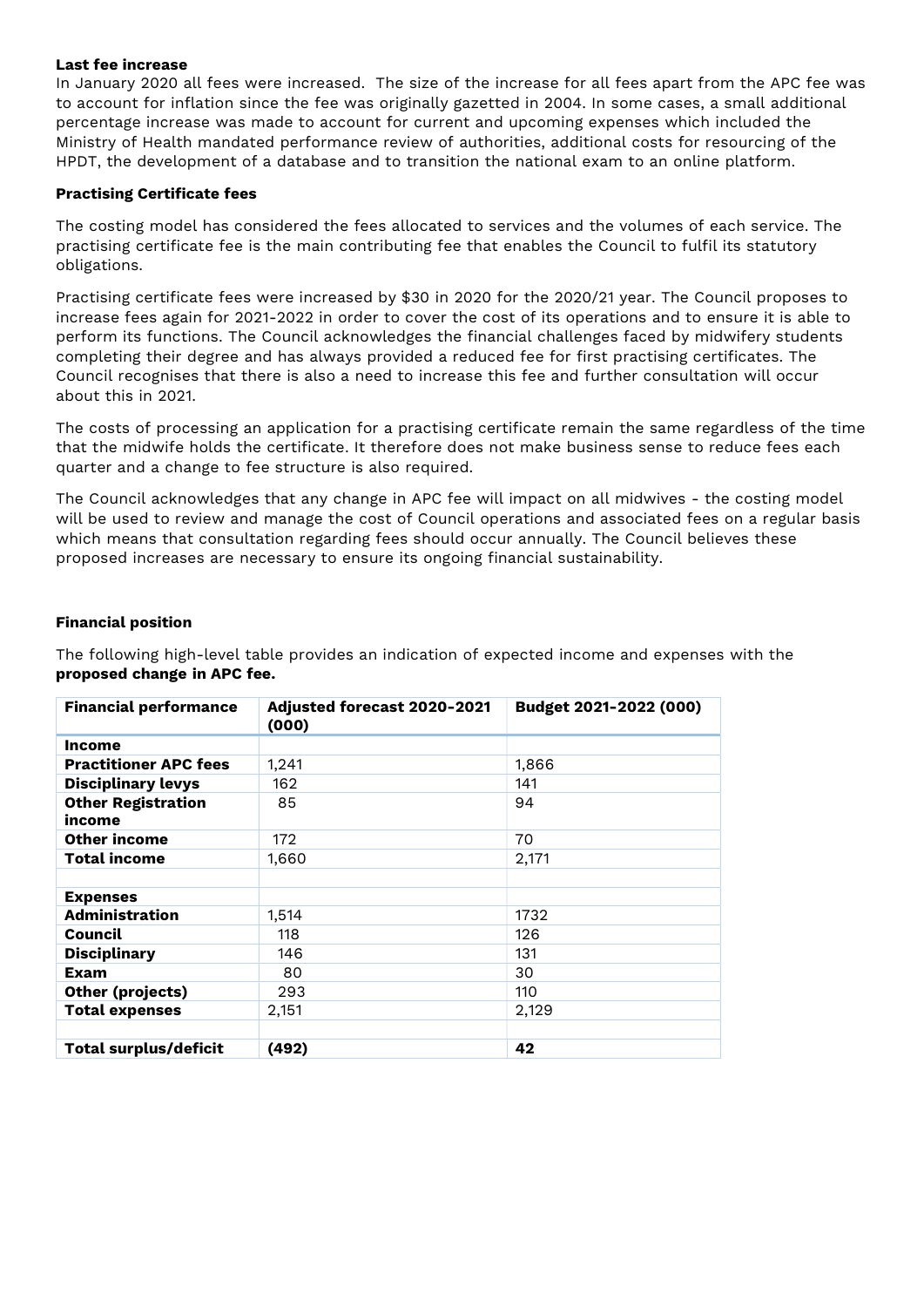**Last fee increase**

In January 2020 all fees were increased. The size of the increase for all fees apart from the APC fee was to account for inflation since the fee was originally gazetted in 2004. In some cases, a small additional percentage increase was made to account for current and upcoming expenses which included the Ministry of Health mandated performance review of authorities, additional costs for resourcing of the HPDT, the development of a database and to transition the national exam to an online platform.

**Practising Certificate fees**

The costing model has considered the fees allocated to services and the volumes of each service. The practising certificate fee is the main contributing fee that enables the Council to fulfil its statutory obligations.

Practising certificate fees were increased by $30 in 2020 for the 2020/21 year. The Council proposes to increase fees again for 2021-2022 in order to cover the cost of its operations and to ensure it is able to perform its functions. The Council acknowledges the financial challenges faced by midwifery students completing their degree and has always provided a reduced fee for first practising certificates. The Council recognises that there is also a need to increase this fee and further consultation will occur about this in 2021.

The costs of processing an application for a practising certificate remain the same regardless of the time that the midwife holds the certificate. It therefore does not make business sense to reduce fees each quarter and a change to fee structure is also required.

The Council acknowledges that any change in APC fee will impact on all midwives - the costing model will be used to review and manage the cost of Council operations and associated fees on a regular basis which means that consultation regarding fees should occur annually. The Council believes these proposed increases are necessary to ensure its ongoing financial sustainability.

**Financial position**

The following high-level table provides an indication of expected income and expenses with the **proposed change in APC fee.**

| **Financial performance** | **Adjusted forecast 2020-2021 (000)** | **Budget 2021-2022 (000)** |
|---|---|---|
| **Income** | | |
| **Practitioner APC fees** | 1,241 | 1,866 |
| **Disciplinary levys** | 162 | 141 |
| **Other Registration income** | 85 | 94 |
| **Other income** | 172 | 70 |
| **Total income** | 1,660 | 2,171 |
| | | |
| **Expenses** | | |
| **Administration** | 1,514 | 1732 |
| **Council** | 118 | 126 |
| **Disciplinary** | 146 | 131 |
| **Exam** | 80 | 30 |
| **Other (projects)** | 293 | 110 |
| **Total expenses** | 2,151 | 2,129 |
| | | |
| **Total surplus/deficit** | **(492)** | **42** |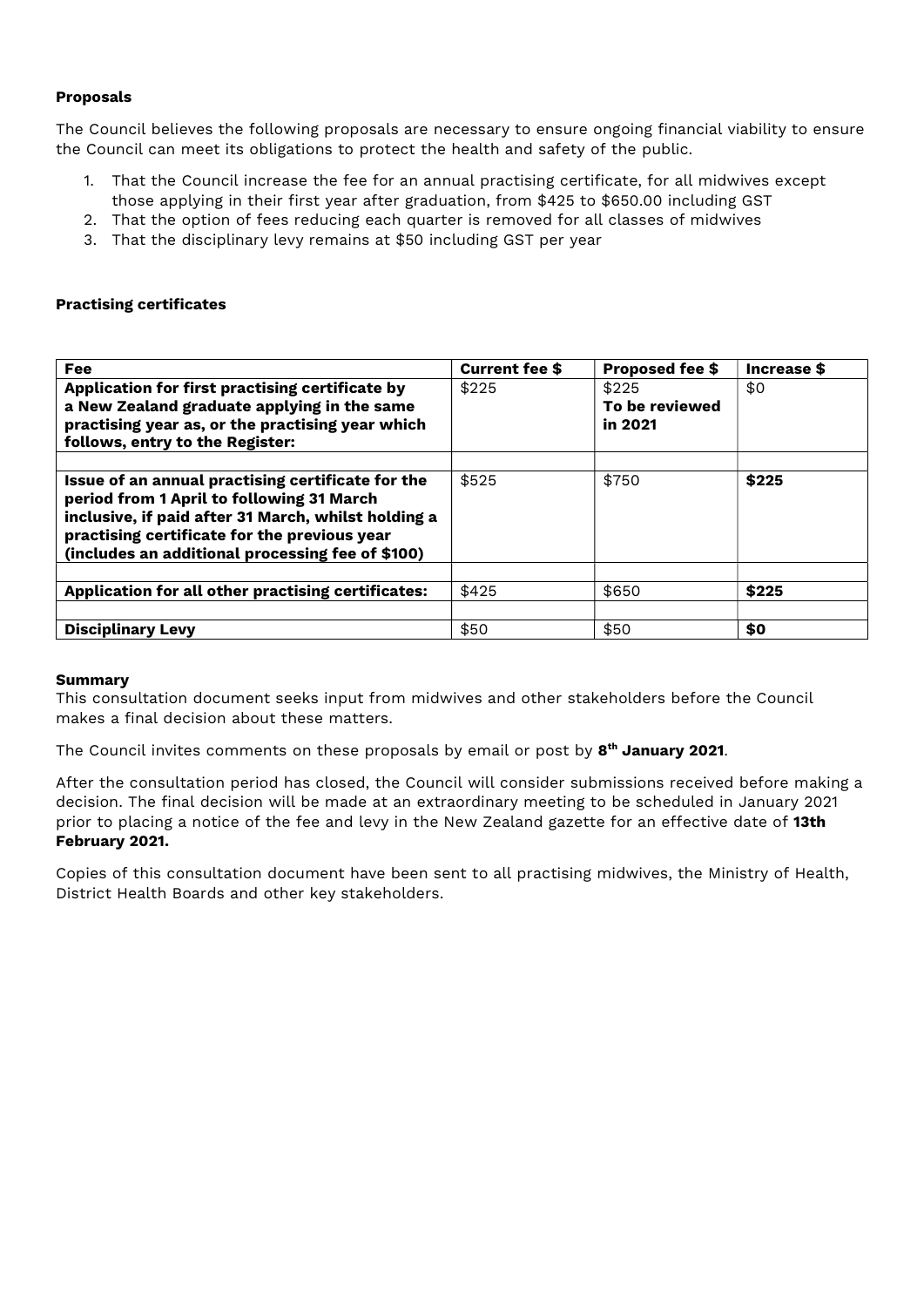**Proposals**

The Council believes the following proposals are necessary to ensure ongoing financial viability to ensure the Council can meet its obligations to protect the health and safety of the public.

1. That the Council increase the fee for an annual practising certificate, for all midwives except those applying in their first year after graduation, from $425 to $650.00 including GST
2. That the option of fees reducing each quarter is removed for all classes of midwives
3. That the disciplinary levy remains at $50 including GST per year

**Practising certificates**

| Fee | Current fee $ | Proposed fee $ | Increase $ |
|---|---|---|---|
| **Application for first practising certificate by a New Zealand graduate applying in the same practising year as, or the practising year which follows, entry to the Register:** | $225 | $225 **To be reviewed in 2021** | $0 |
| | | | |
| **Issue of an annual practising certificate for the period from 1 April to following 31 March inclusive, if paid after 31 March, whilst holding a practising certificate for the previous year (includes an additional processing fee of $100)** | $525 | $750 | **$225** |
| | | | |
| **Application for all other practising certificates:** | $425 | $650 | **$225** |
| | | | |
| **Disciplinary Levy** | $50 | $50 | **$0** |

**Summary**

This consultation document seeks input from midwives and other stakeholders before the Council makes a final decision about these matters.

The Council invites comments on these proposals by email or post by **8th January 2021**.

After the consultation period has closed, the Council will consider submissions received before making a decision. The final decision will be made at an extraordinary meeting to be scheduled in January 2021 prior to placing a notice of the fee and levy in the New Zealand gazette for an effective date of **13th February 2021.**

Copies of this consultation document have been sent to all practising midwives, the Ministry of Health, District Health Boards and other key stakeholders.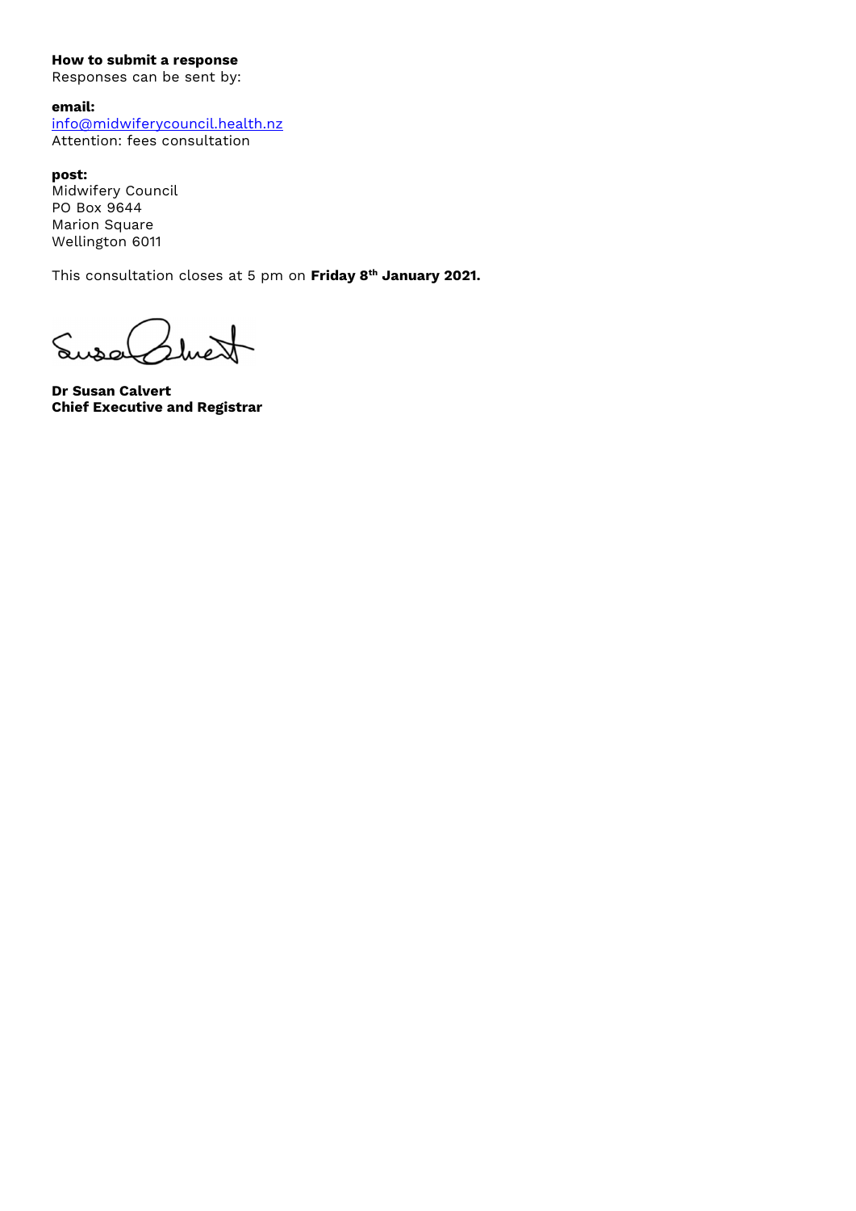**How to submit a response**
Responses can be sent by:

**email:**
info@midwiferycouncil.health.nz
Attention: fees consultation

**post:**
Midwifery Council
PO Box 9644
Marion Square
Wellington 6011

This consultation closes at 5 pm on **Friday 8th January 2021.**

**Dr Susan Calvert**
**Chief Executive and Registrar**